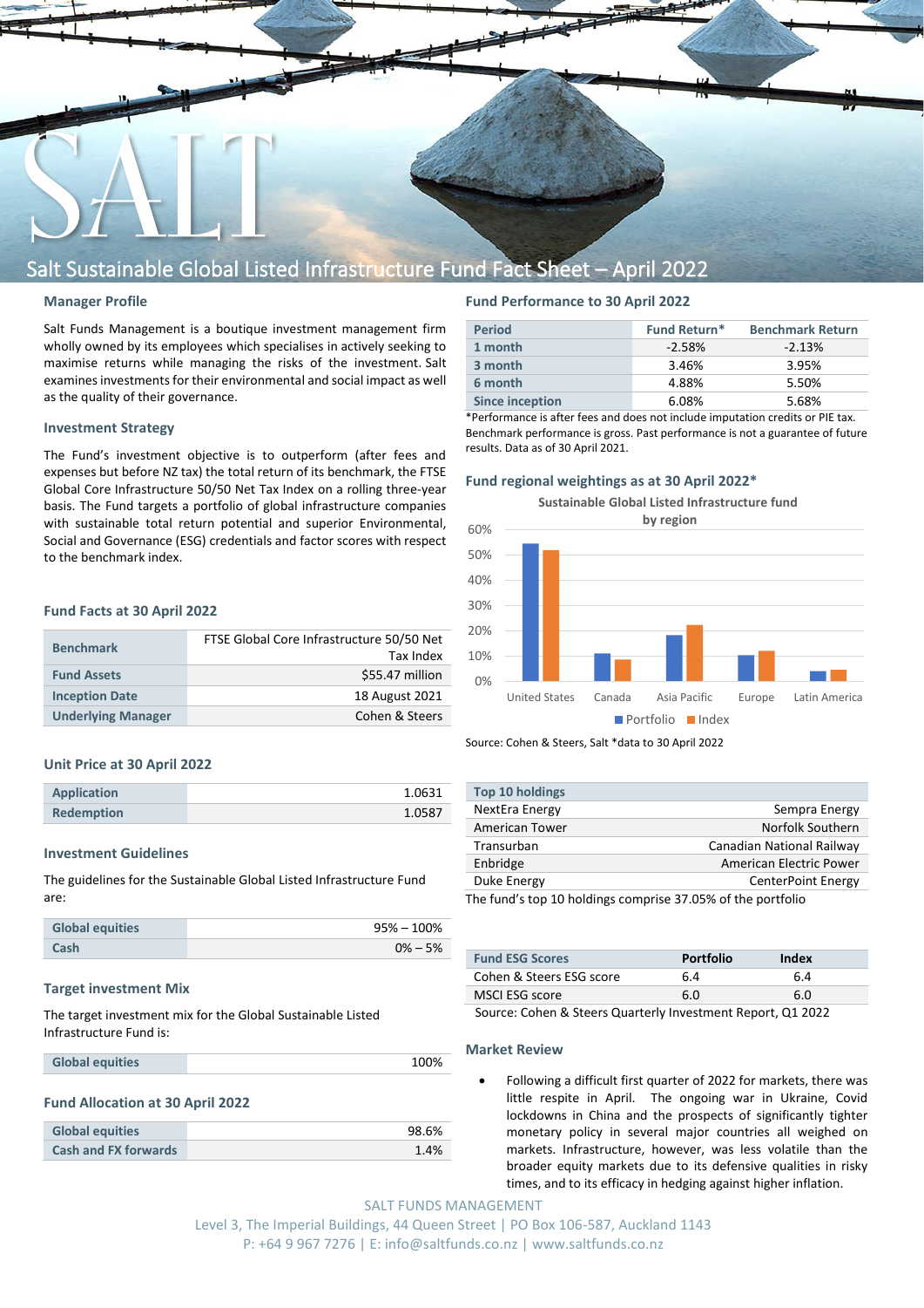# Salt Sustainable Global Listed Infrastructure Fund Fact Sheet – April 2022

## Manager Profile

Salt Funds Management is a boutique investment management firm wholly owned by its employees which specialises in actively seeking to maximise returns while managing the risks of the investment. Salt examines investments for their environmental and social impact as well as the quality of their governance.

## Investment Strategy

The Fund's investment objective is to outperform (after fees and expenses but before NZ tax) the total return of its benchmark, the FTSE Global Core Infrastructure 50/50 Net Tax Index on a rolling three-year basis. The Fund targets a portfolio of global infrastructure companies with sustainable total return potential and superior Environmental, Social and Governance (ESG) credentials and factor scores with respect to the benchmark index.

## Fund Facts at 30 April 2022

| | |
|---|---|
| **Benchmark** | FTSE Global Core Infrastructure 50/50 Net Tax Index |
| **Fund Assets** | $55.47 million |
| **Inception Date** | 18 August 2021 |
| **Underlying Manager** | Cohen & Steers |

## Unit Price at 30 April 2022

| | |
|---|---|
| **Application** | 1.0631 |
| **Redemption** | 1.0587 |

## Investment Guidelines

The guidelines for the Sustainable Global Listed Infrastructure Fund are:

| | |
|---|---|
| **Global equities** | 95% – 100% |
| **Cash** | 0% – 5% |

## Target investment Mix

The target investment mix for the Global Sustainable Listed Infrastructure Fund is:

| | |
|---|---|
| **Global equities** | 100% |

## Fund Allocation at 30 April 2022

| | |
|---|---|
| **Global equities** | 98.6% |
| **Cash and FX forwards** | 1.4% |

## Fund Performance to 30 April 2022

| Period | Fund Return* | Benchmark Return |
|---|---|---|
| **1 month** | -2.58% | -2.13% |
| **3 month** | 3.46% | 3.95% |
| **6 month** | 4.88% | 5.50% |
| **Since inception** | 6.08% | 5.68% |

*Performance is after fees and does not include imputation credits or PIE tax. Benchmark performance is gross. Past performance is not a guarantee of future results. Data as of 30 April 2021.

## Fund regional weightings as at 30 April 2022*

Sustainable Global Listed Infrastructure fund by region

| Region | Portfolio | Index |
|---|---|---|
| United States | ~54% | ~52% |
| Canada | ~11% | ~8% |
| Asia Pacific | ~18% | ~22% |
| Europe | ~10% | ~12% |
| Latin America | ~4% | ~4% |

Source: Cohen & Steers, Salt *data to 30 April 2022

| Top 10 holdings | |
|---|---|
| NextEra Energy | Sempra Energy |
| American Tower | Norfolk Southern |
| Transurban | Canadian National Railway |
| Enbridge | American Electric Power |
| Duke Energy | CenterPoint Energy |

The fund's top 10 holdings comprise 37.05% of the portfolio

| Fund ESG Scores | Portfolio | Index |
|---|---|---|
| Cohen & Steers ESG score | 6.4 | 6.4 |
| MSCI ESG score | 6.0 | 6.0 |

Source: Cohen & Steers Quarterly Investment Report, Q1 2022

## Market Review

- Following a difficult first quarter of 2022 for markets, there was little respite in April. The ongoing war in Ukraine, Covid lockdowns in China and the prospects of significantly tighter monetary policy in several major countries all weighed on markets. Infrastructure, however, was less volatile than the broader equity markets due to its defensive qualities in risky times, and to its efficacy in hedging against higher inflation.

SALT FUNDS MANAGEMENT
Level 3, The Imperial Buildings, 44 Queen Street | PO Box 106-587, Auckland 1143
P: +64 9 967 7276 | E: info@saltfunds.co.nz | www.saltfunds.co.nz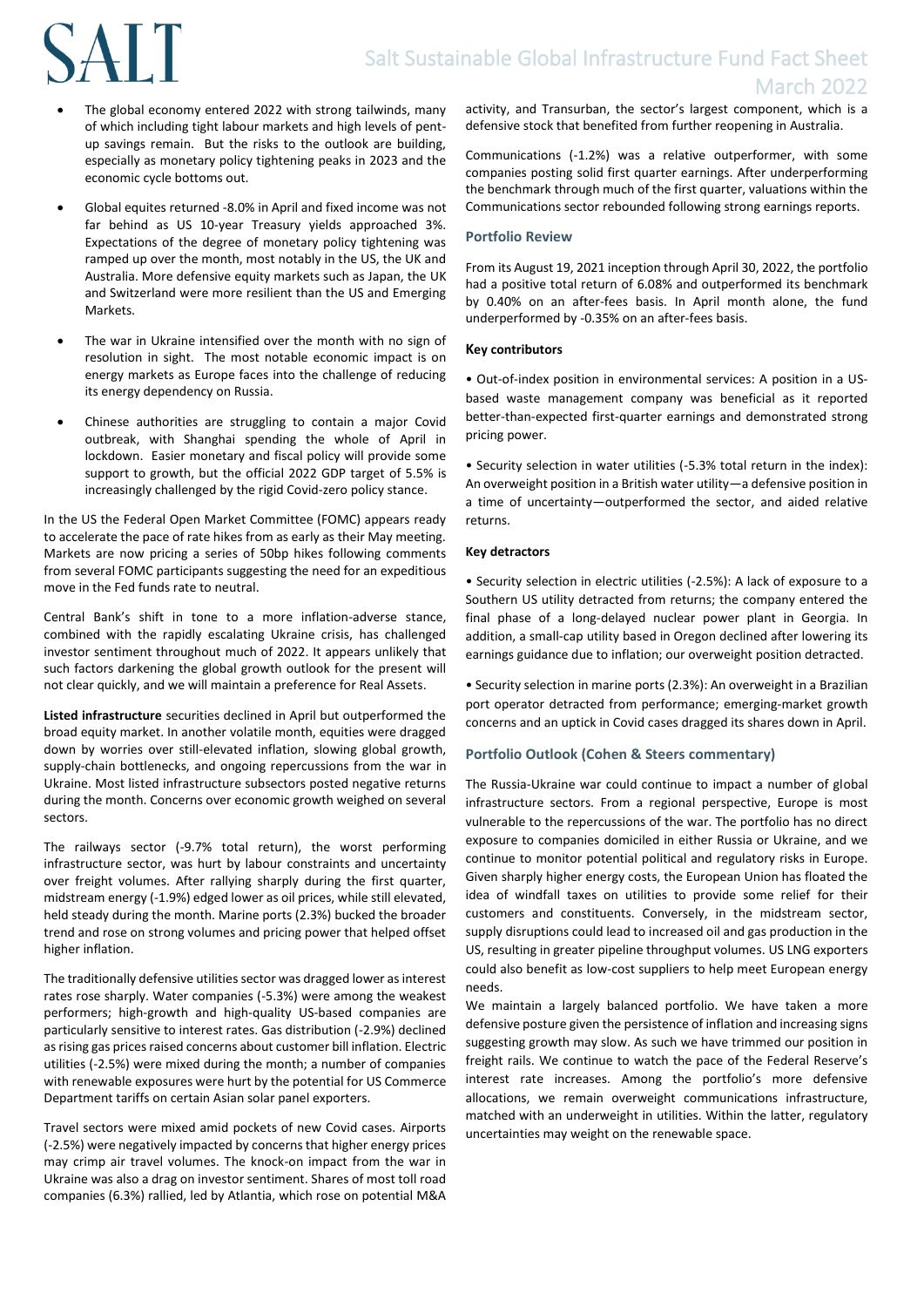- The global economy entered 2022 with strong tailwinds, many of which including tight labour markets and high levels of pent-up savings remain. But the risks to the outlook are building, especially as monetary policy tightening peaks in 2023 and the economic cycle bottoms out.

- Global equites returned -8.0% in April and fixed income was not far behind as US 10-year Treasury yields approached 3%. Expectations of the degree of monetary policy tightening was ramped up over the month, most notably in the US, the UK and Australia. More defensive equity markets such as Japan, the UK and Switzerland were more resilient than the US and Emerging Markets.

- The war in Ukraine intensified over the month with no sign of resolution in sight. The most notable economic impact is on energy markets as Europe faces into the challenge of reducing its energy dependency on Russia.

- Chinese authorities are struggling to contain a major Covid outbreak, with Shanghai spending the whole of April in lockdown. Easier monetary and fiscal policy will provide some support to growth, but the official 2022 GDP target of 5.5% is increasingly challenged by the rigid Covid-zero policy stance.

In the US the Federal Open Market Committee (FOMC) appears ready to accelerate the pace of rate hikes from as early as their May meeting. Markets are now pricing a series of 50bp hikes following comments from several FOMC participants suggesting the need for an expeditious move in the Fed funds rate to neutral.

Central Bank's shift in tone to a more inflation-adverse stance, combined with the rapidly escalating Ukraine crisis, has challenged investor sentiment throughout much of 2022. It appears unlikely that such factors darkening the global growth outlook for the present will not clear quickly, and we will maintain a preference for Real Assets.

**Listed infrastructure** securities declined in April but outperformed the broad equity market. In another volatile month, equities were dragged down by worries over still-elevated inflation, slowing global growth, supply-chain bottlenecks, and ongoing repercussions from the war in Ukraine. Most listed infrastructure subsectors posted negative returns during the month. Concerns over economic growth weighed on several sectors.

The railways sector (-9.7% total return), the worst performing infrastructure sector, was hurt by labour constraints and uncertainty over freight volumes. After rallying sharply during the first quarter, midstream energy (-1.9%) edged lower as oil prices, while still elevated, held steady during the month. Marine ports (2.3%) bucked the broader trend and rose on strong volumes and pricing power that helped offset higher inflation.

The traditionally defensive utilities sector was dragged lower as interest rates rose sharply. Water companies (-5.3%) were among the weakest performers; high-growth and high-quality US-based companies are particularly sensitive to interest rates. Gas distribution (-2.9%) declined as rising gas prices raised concerns about customer bill inflation. Electric utilities (-2.5%) were mixed during the month; a number of companies with renewable exposures were hurt by the potential for US Commerce Department tariffs on certain Asian solar panel exporters.

Travel sectors were mixed amid pockets of new Covid cases. Airports (-2.5%) were negatively impacted by concerns that higher energy prices may crimp air travel volumes. The knock-on impact from the war in Ukraine was also a drag on investor sentiment. Shares of most toll road companies (6.3%) rallied, led by Atlantia, which rose on potential M&A activity, and Transurban, the sector's largest component, which is a defensive stock that benefited from further reopening in Australia.

Communications (-1.2%) was a relative outperformer, with some companies posting solid first quarter earnings. After underperforming the benchmark through much of the first quarter, valuations within the Communications sector rebounded following strong earnings reports.

## Portfolio Review

From its August 19, 2021 inception through April 30, 2022, the portfolio had a positive total return of 6.08% and outperformed its benchmark by 0.40% on an after-fees basis. In April month alone, the fund underperformed by -0.35% on an after-fees basis.

### Key contributors

• Out-of-index position in environmental services: A position in a US-based waste management company was beneficial as it reported better-than-expected first-quarter earnings and demonstrated strong pricing power.

• Security selection in water utilities (-5.3% total return in the index): An overweight position in a British water utility—a defensive position in a time of uncertainty—outperformed the sector, and aided relative returns.

### Key detractors

• Security selection in electric utilities (-2.5%): A lack of exposure to a Southern US utility detracted from returns; the company entered the final phase of a long-delayed nuclear power plant in Georgia. In addition, a small-cap utility based in Oregon declined after lowering its earnings guidance due to inflation; our overweight position detracted.

• Security selection in marine ports (2.3%): An overweight in a Brazilian port operator detracted from performance; emerging-market growth concerns and an uptick in Covid cases dragged its shares down in April.

## Portfolio Outlook (Cohen & Steers commentary)

The Russia-Ukraine war could continue to impact a number of global infrastructure sectors. From a regional perspective, Europe is most vulnerable to the repercussions of the war. The portfolio has no direct exposure to companies domiciled in either Russia or Ukraine, and we continue to monitor potential political and regulatory risks in Europe. Given sharply higher energy costs, the European Union has floated the idea of windfall taxes on utilities to provide some relief for their customers and constituents. Conversely, in the midstream sector, supply disruptions could lead to increased oil and gas production in the US, resulting in greater pipeline throughput volumes. US LNG exporters could also benefit as low-cost suppliers to help meet European energy needs.

We maintain a largely balanced portfolio. We have taken a more defensive posture given the persistence of inflation and increasing signs suggesting growth may slow. As such we have trimmed our position in freight rails. We continue to watch the pace of the Federal Reserve's interest rate increases. Among the portfolio's more defensive allocations, we remain overweight communications infrastructure, matched with an underweight in utilities. Within the latter, regulatory uncertainties may weight on the renewable space.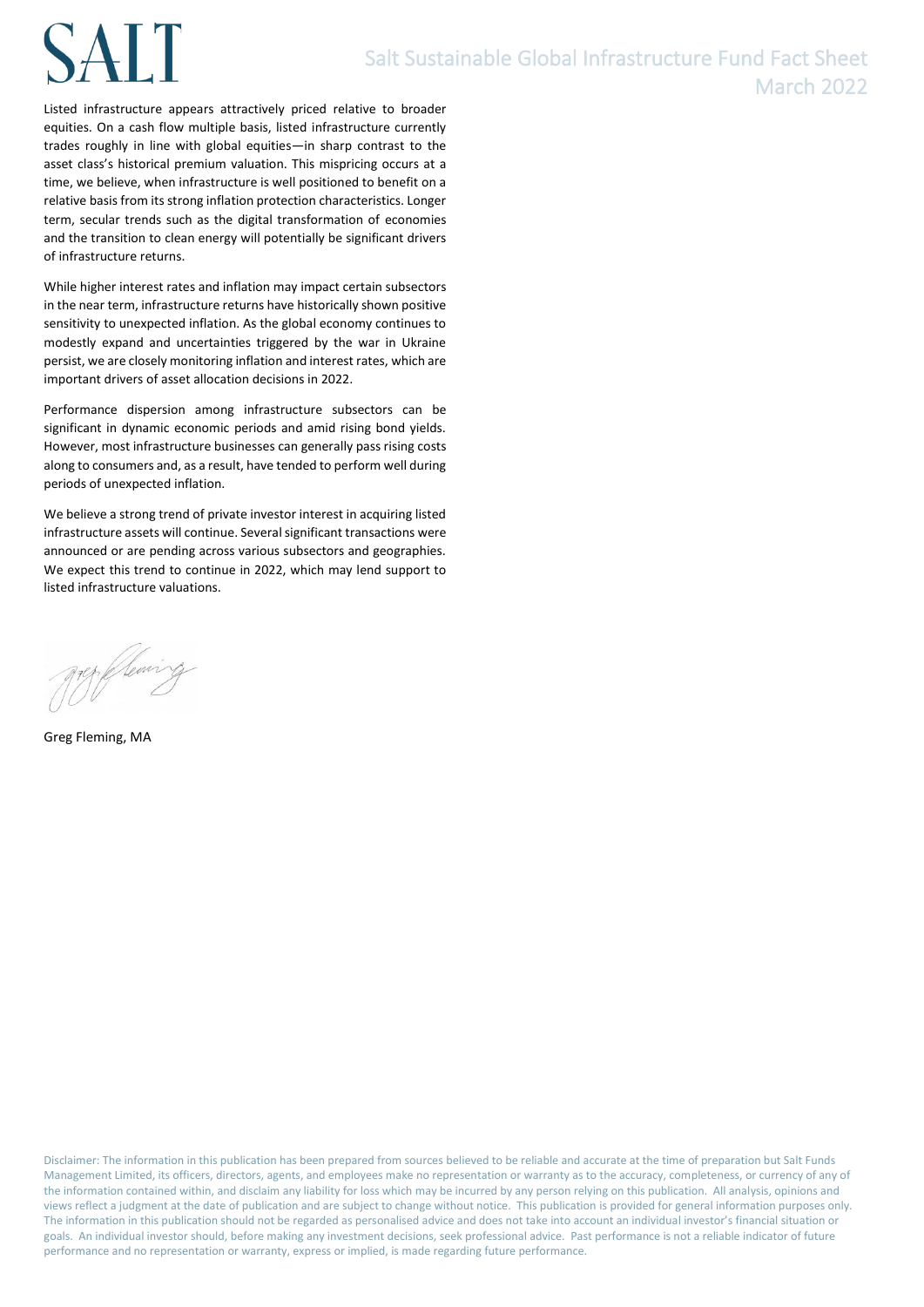Listed infrastructure appears attractively priced relative to broader equities. On a cash flow multiple basis, listed infrastructure currently trades roughly in line with global equities—in sharp contrast to the asset class's historical premium valuation. This mispricing occurs at a time, we believe, when infrastructure is well positioned to benefit on a relative basis from its strong inflation protection characteristics. Longer term, secular trends such as the digital transformation of economies and the transition to clean energy will potentially be significant drivers of infrastructure returns.

While higher interest rates and inflation may impact certain subsectors in the near term, infrastructure returns have historically shown positive sensitivity to unexpected inflation. As the global economy continues to modestly expand and uncertainties triggered by the war in Ukraine persist, we are closely monitoring inflation and interest rates, which are important drivers of asset allocation decisions in 2022.

Performance dispersion among infrastructure subsectors can be significant in dynamic economic periods and amid rising bond yields. However, most infrastructure businesses can generally pass rising costs along to consumers and, as a result, have tended to perform well during periods of unexpected inflation.

We believe a strong trend of private investor interest in acquiring listed infrastructure assets will continue. Several significant transactions were announced or are pending across various subsectors and geographies. We expect this trend to continue in 2022, which may lend support to listed infrastructure valuations.

Greg Fleming, MA

Disclaimer: The information in this publication has been prepared from sources believed to be reliable and accurate at the time of preparation but Salt Funds Management Limited, its officers, directors, agents, and employees make no representation or warranty as to the accuracy, completeness, or currency of any of the information contained within, and disclaim any liability for loss which may be incurred by any person relying on this publication. All analysis, opinions and views reflect a judgment at the date of publication and are subject to change without notice. This publication is provided for general information purposes only. The information in this publication should not be regarded as personalised advice and does not take into account an individual investor's financial situation or goals. An individual investor should, before making any investment decisions, seek professional advice. Past performance is not a reliable indicator of future performance and no representation or warranty, express or implied, is made regarding future performance.